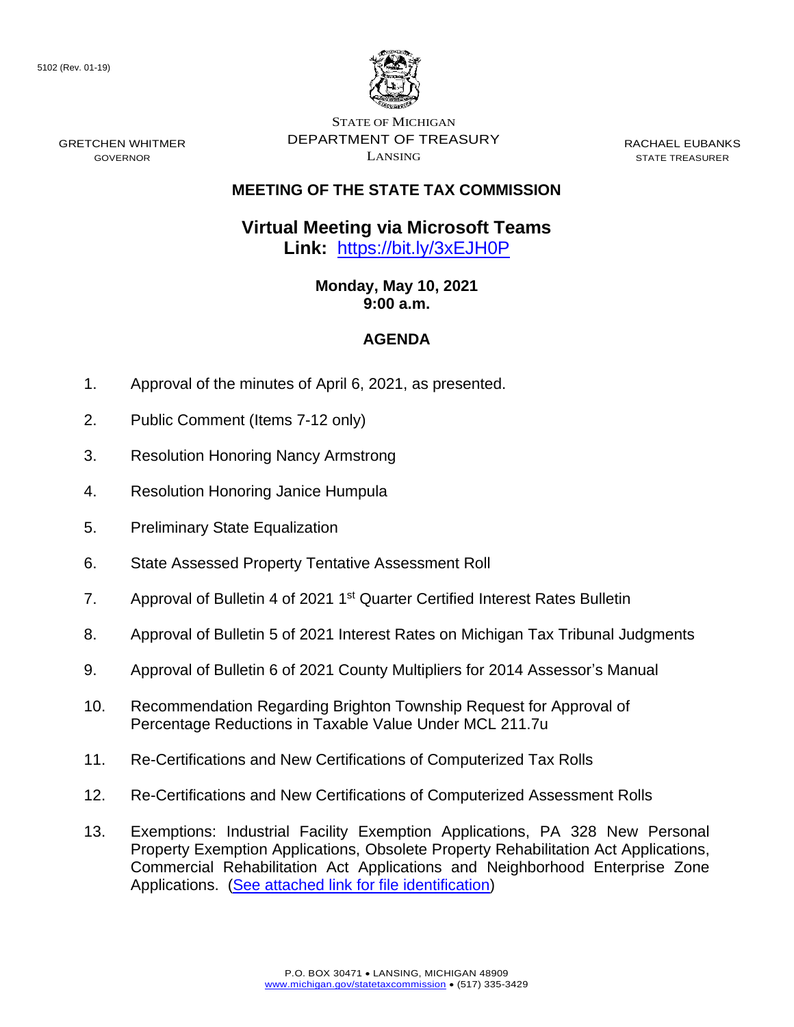5102 (Rev. 01-19)

STATE OF MICHIGAN
DEPARTMENT OF TREASURY
LANSING

GRETCHEN WHITMER
GOVERNOR

RACHAEL EUBANKS
STATE TREASURER

## MEETING OF THE STATE TAX COMMISSION

## Virtual Meeting via Microsoft Teams

**Link:** [https://bit.ly/3xEJH0P](https://bit.ly/3xEJH0P)

**Monday, May 10, 2021**
**9:00 a.m.**

## AGENDA

1. Approval of the minutes of April 6, 2021, as presented.
2. Public Comment (Items 7-12 only)
3. Resolution Honoring Nancy Armstrong
4. Resolution Honoring Janice Humpula
5. Preliminary State Equalization
6. State Assessed Property Tentative Assessment Roll
7. Approval of Bulletin 4 of 2021 1st Quarter Certified Interest Rates Bulletin
8. Approval of Bulletin 5 of 2021 Interest Rates on Michigan Tax Tribunal Judgments
9. Approval of Bulletin 6 of 2021 County Multipliers for 2014 Assessor's Manual
10. Recommendation Regarding Brighton Township Request for Approval of Percentage Reductions in Taxable Value Under MCL 211.7u
11. Re-Certifications and New Certifications of Computerized Tax Rolls
12. Re-Certifications and New Certifications of Computerized Assessment Rolls
13. Exemptions: Industrial Facility Exemption Applications, PA 328 New Personal Property Exemption Applications, Obsolete Property Rehabilitation Act Applications, Commercial Rehabilitation Act Applications and Neighborhood Enterprise Zone Applications. (See attached link for file identification)

P.O. BOX 30471 • LANSING, MICHIGAN 48909
www.michigan.gov/statetaxcommission • (517) 335-3429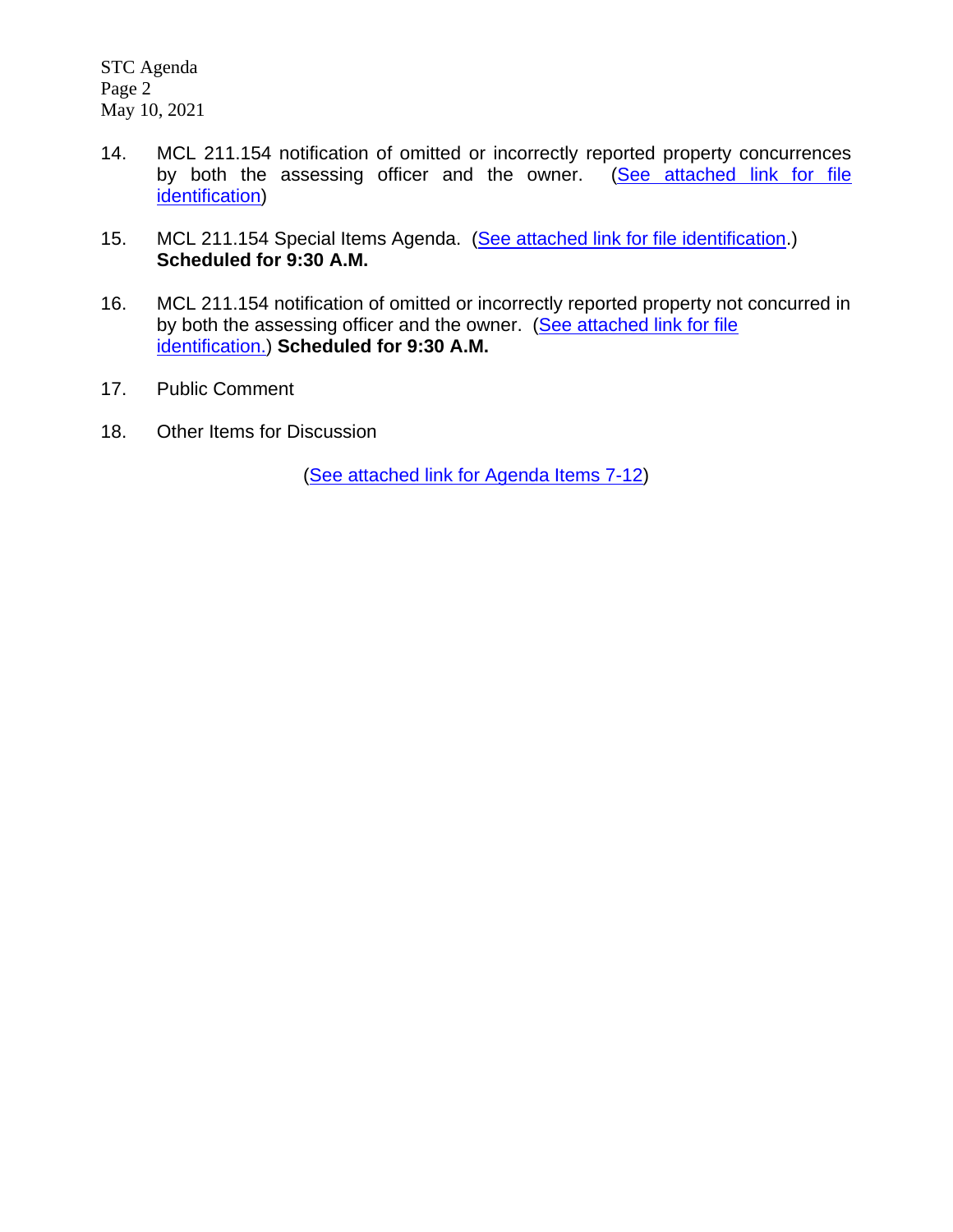14. MCL 211.154 notification of omitted or incorrectly reported property concurrences by both the assessing officer and the owner. (See attached link for file identification)

15. MCL 211.154 Special Items Agenda. (See attached link for file identification.) **Scheduled for 9:30 A.M.**

16. MCL 211.154 notification of omitted or incorrectly reported property not concurred in by both the assessing officer and the owner. (See attached link for file identification.) **Scheduled for 9:30 A.M.**

17. Public Comment

18. Other Items for Discussion

(See attached link for Agenda Items 7-12)